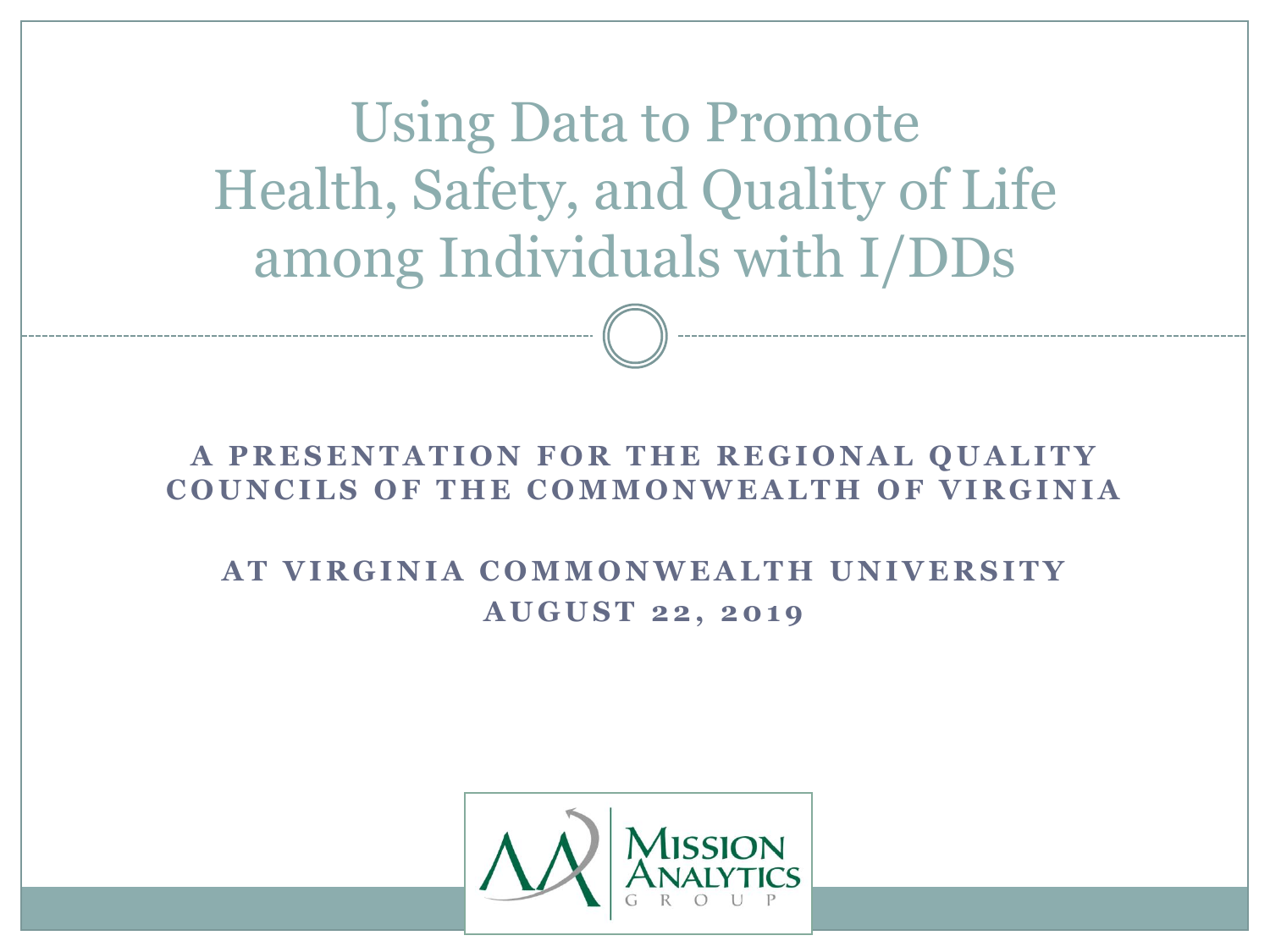# Using Data to Promote Health, Safety, and Quality of Life among Individuals with I/DDs

**A PRESENTATION FOR THE REGIONAL QUALITY COUNCILS OF THE COMMONWEALTH OF VIRGINIA**

**AT VIRGINIA COMMONWEALTH UNIVERSITY**

**AUGUST 22, 2019**

Mission Analytics Group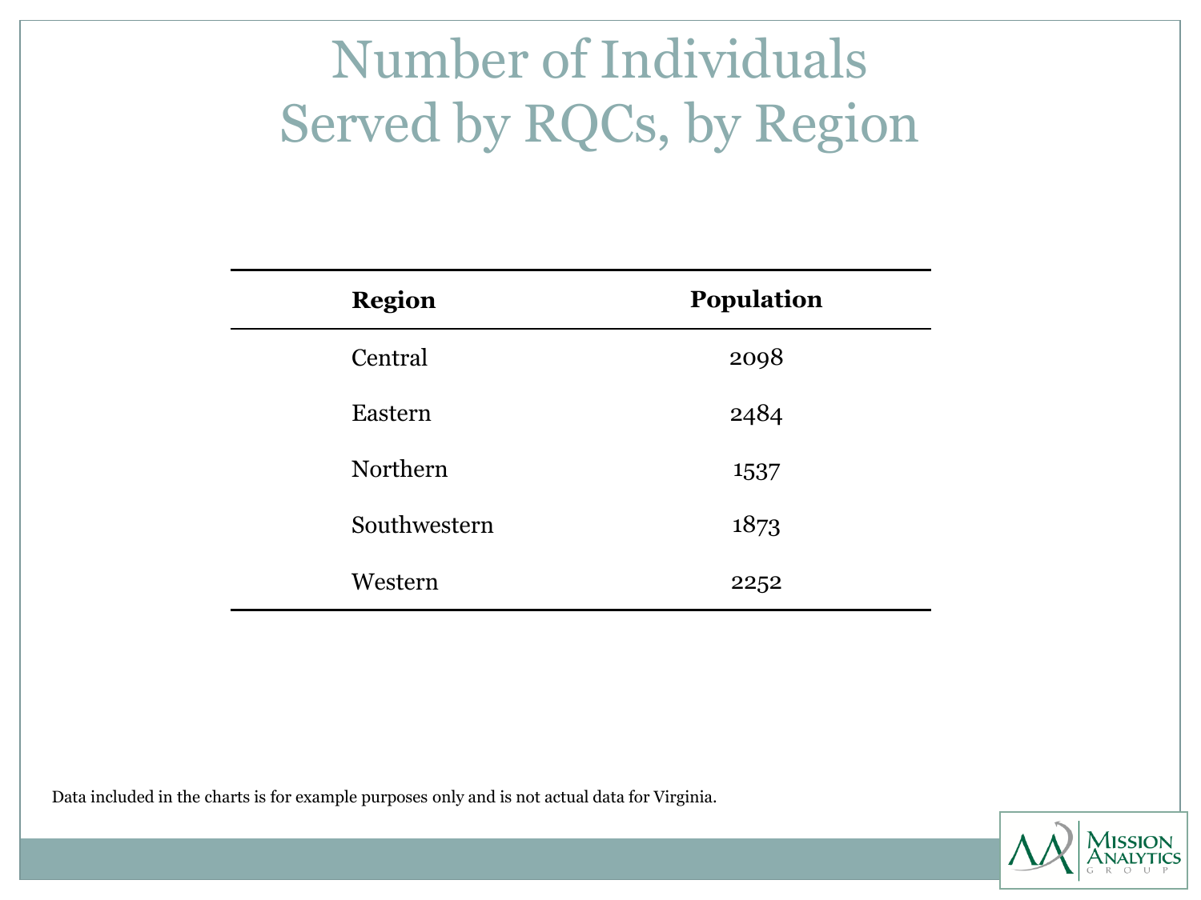# Number of Individuals Served by RQCs, by Region

| Region | Population |
|---|---|
| Central | 2098 |
| Eastern | 2484 |
| Northern | 1537 |
| Southwestern | 1873 |
| Western | 2252 |

Data included in the charts is for example purposes only and is not actual data for Virginia.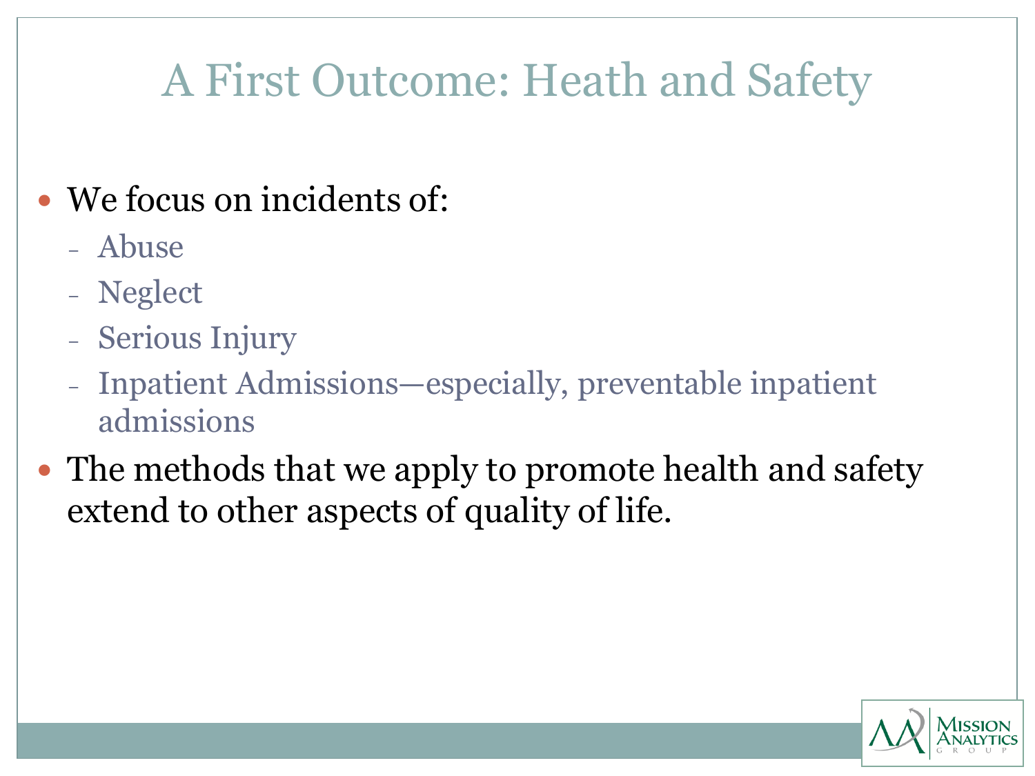# A First Outcome: Heath and Safety

- We focus on incidents of:
  - Abuse
  - Neglect
  - Serious Injury
  - Inpatient Admissions—especially, preventable inpatient admissions
- The methods that we apply to promote health and safety extend to other aspects of quality of life.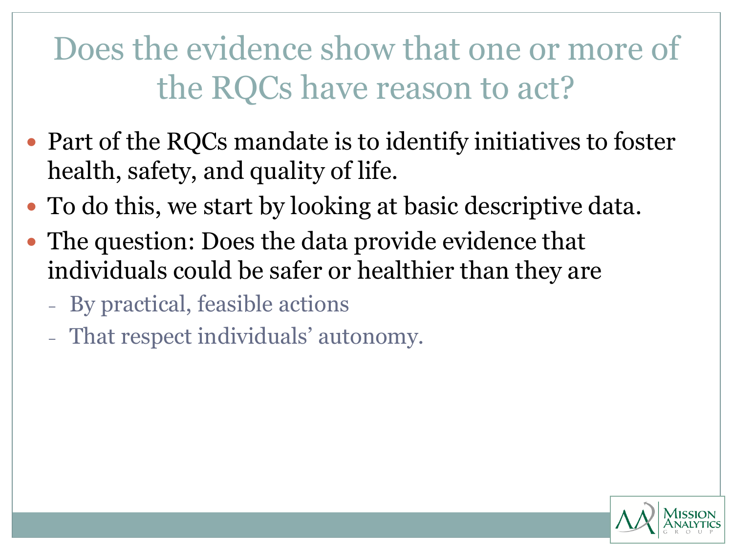# Does the evidence show that one or more of the RQCs have reason to act?

- Part of the RQCs mandate is to identify initiatives to foster health, safety, and quality of life.
- To do this, we start by looking at basic descriptive data.
- The question: Does the data provide evidence that individuals could be safer or healthier than they are
  - By practical, feasible actions
  - That respect individuals' autonomy.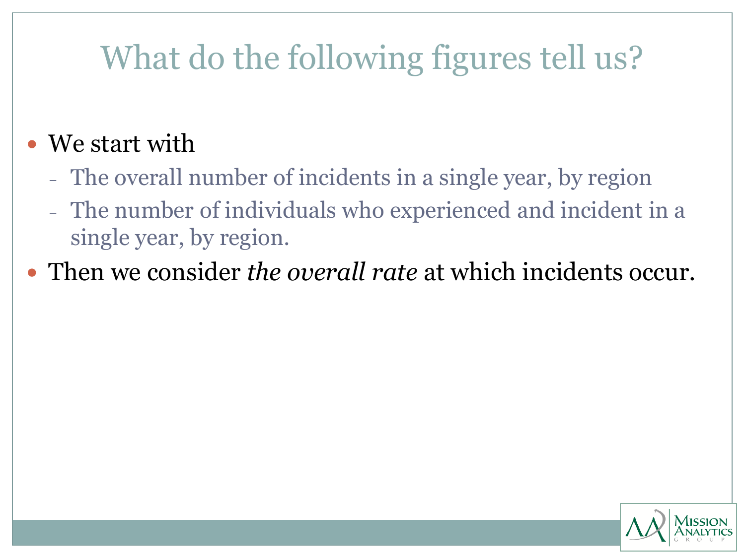# What do the following figures tell us?

- We start with
  - The overall number of incidents in a single year, by region
  - The number of individuals who experienced and incident in a single year, by region.
- Then we consider *the overall rate* at which incidents occur.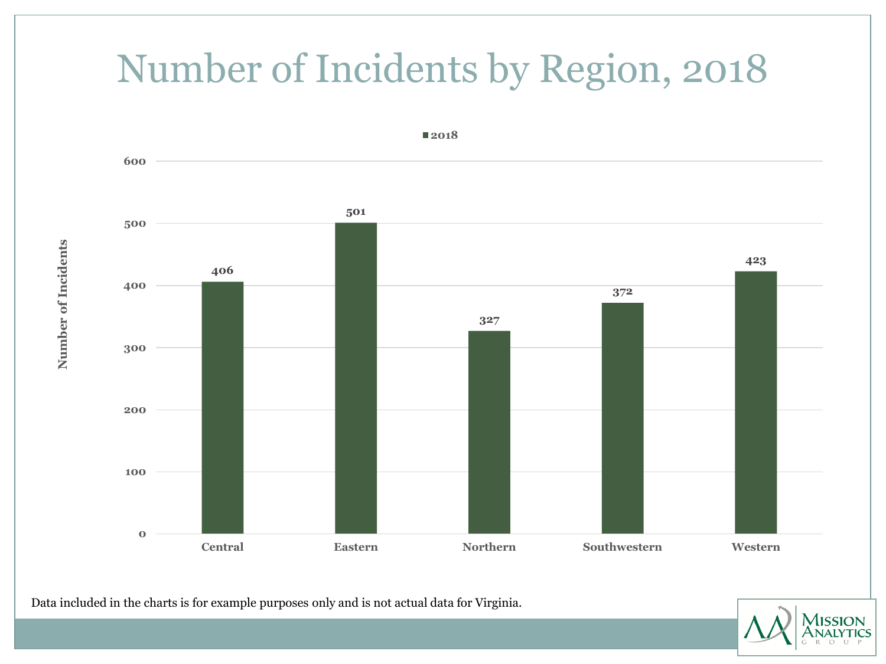# Number of Incidents by Region, 2018

| Region | 2018 |
| --- | --- |
| Central | 406 |
| Eastern | 501 |
| Northern | 327 |
| Southwestern | 372 |
| Western | 423 |

Data included in the charts is for example purposes only and is not actual data for Virginia.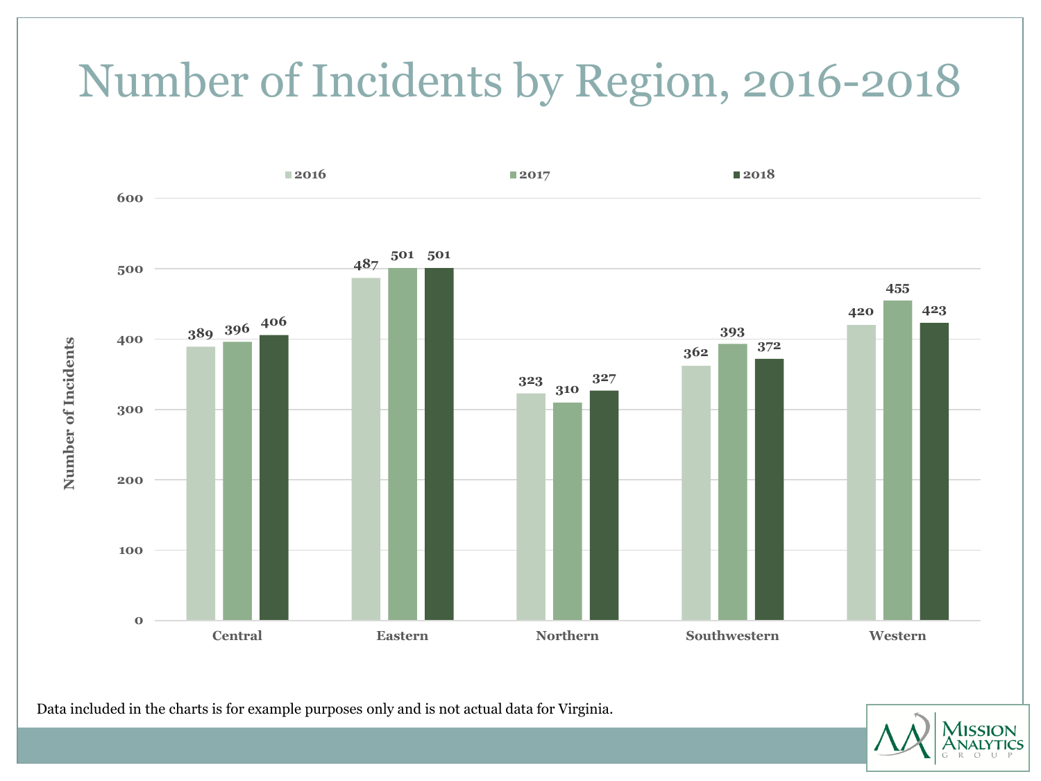# Number of Incidents by Region, 2016-2018

| Region | 2016 | 2017 | 2018 |
|---|---|---|---|
| Central | 389 | 396 | 406 |
| Eastern | 487 | 501 | 501 |
| Northern | 323 | 310 | 327 |
| Southwestern | 362 | 393 | 372 |
| Western | 420 | 455 | 423 |

Number of Incidents

Data included in the charts is for example purposes only and is not actual data for Virginia.

Mission Analytics Group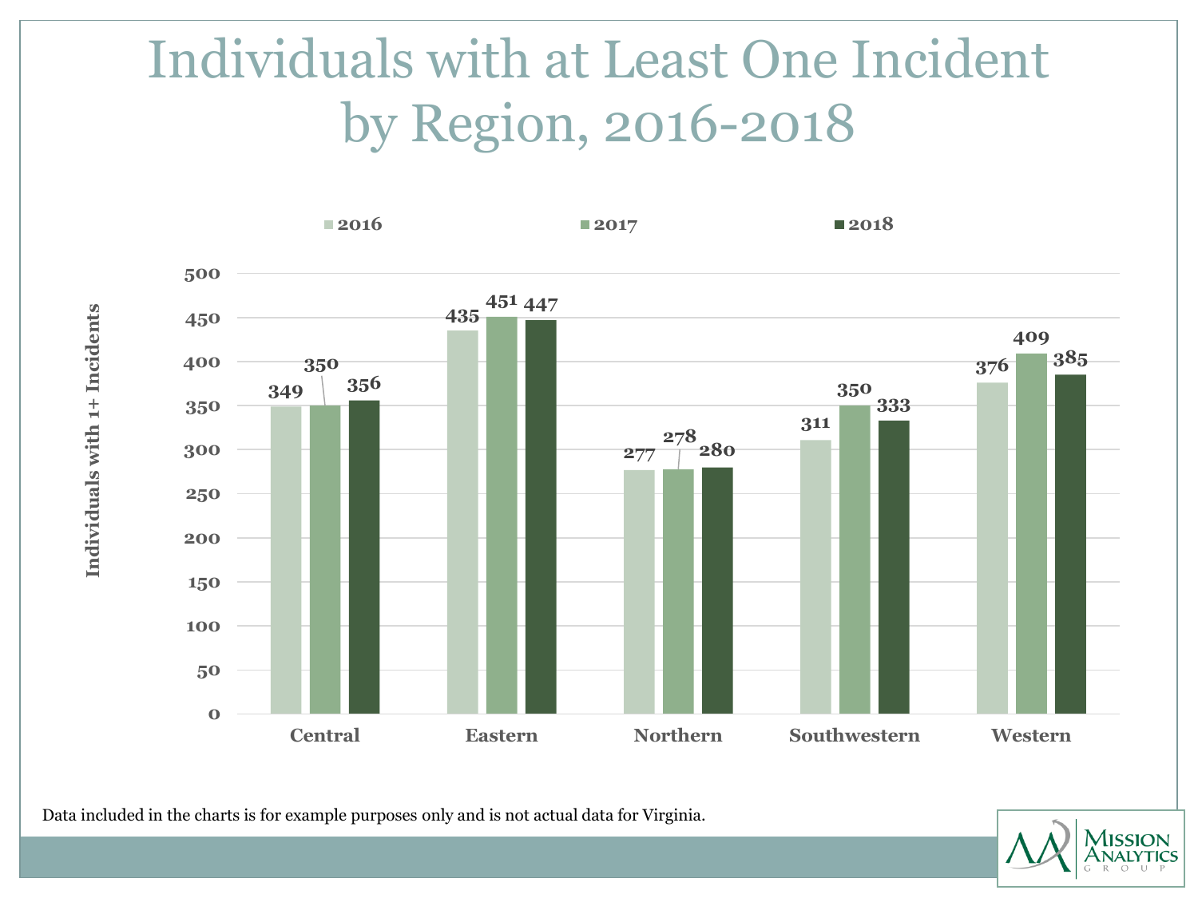# Individuals with at Least One Incident by Region, 2016-2018

| Region | 2016 | 2017 | 2018 |
| --- | --- | --- | --- |
| Central | 349 | 350 | 356 |
| Eastern | 435 | 451 | 447 |
| Northern | 277 | 278 | 280 |
| Southwestern | 311 | 350 | 333 |
| Western | 376 | 409 | 385 |

Individuals with 1+ Incidents

Data included in the charts is for example purposes only and is not actual data for Virginia.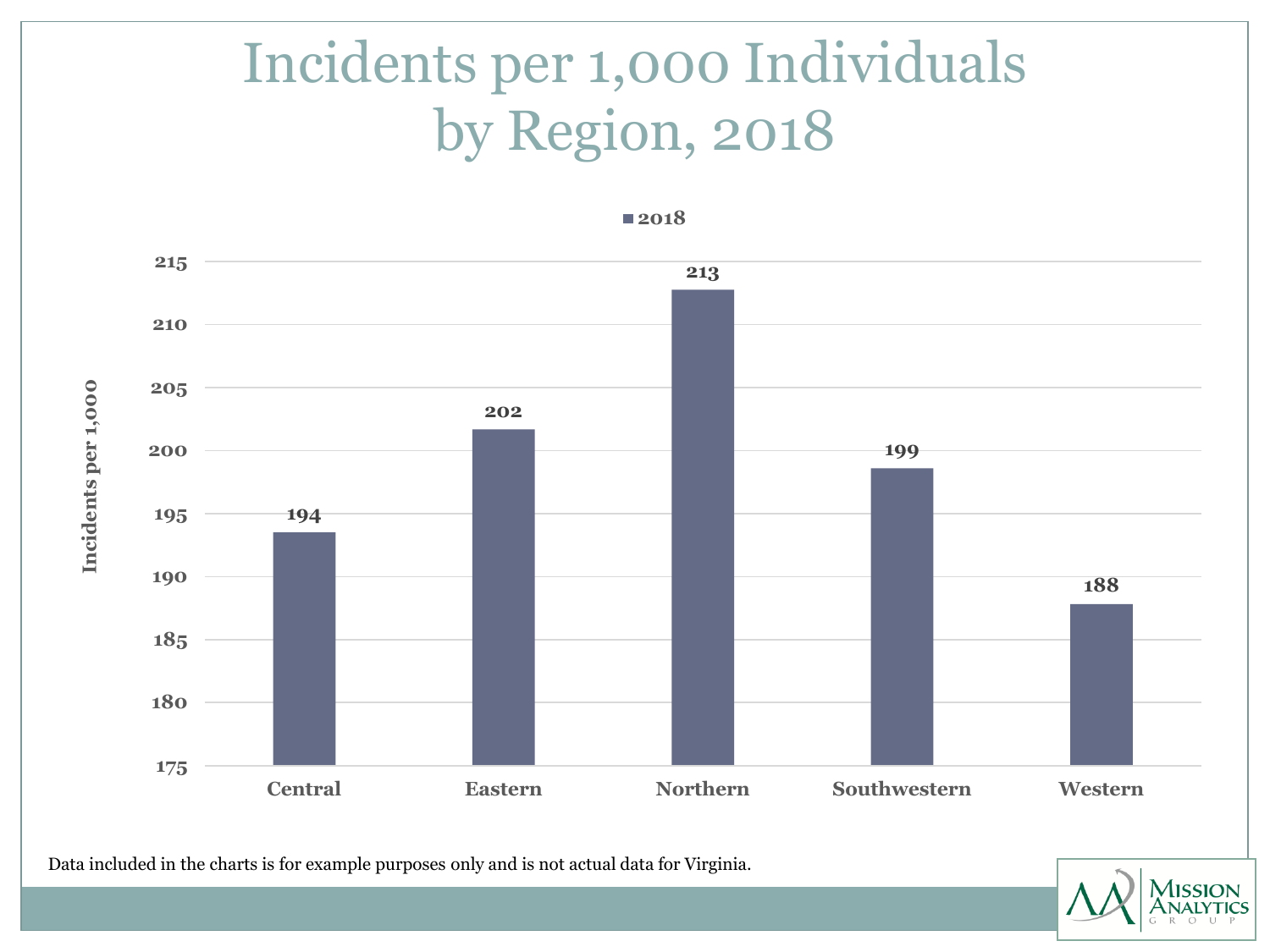# Incidents per 1,000 Individuals by Region, 2018

| Region | 2018 |
| --- | --- |
| Central | 194 |
| Eastern | 202 |
| Northern | 213 |
| Southwestern | 199 |
| Western | 188 |

Data included in the charts is for example purposes only and is not actual data for Virginia.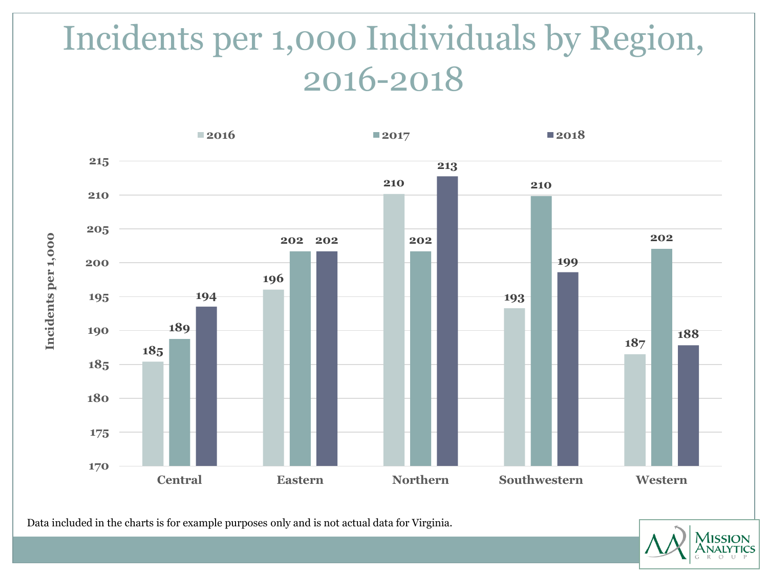# Incidents per 1,000 Individuals by Region, 2016-2018

| Region | 2016 | 2017 | 2018 |
|---|---|---|---|
| Central | 185 | 189 | 194 |
| Eastern | 196 | 202 | 202 |
| Northern | 210 | 202 | 213 |
| Southwestern | 193 | 210 | 199 |
| Western | 187 | 202 | 188 |

Data included in the charts is for example purposes only and is not actual data for Virginia.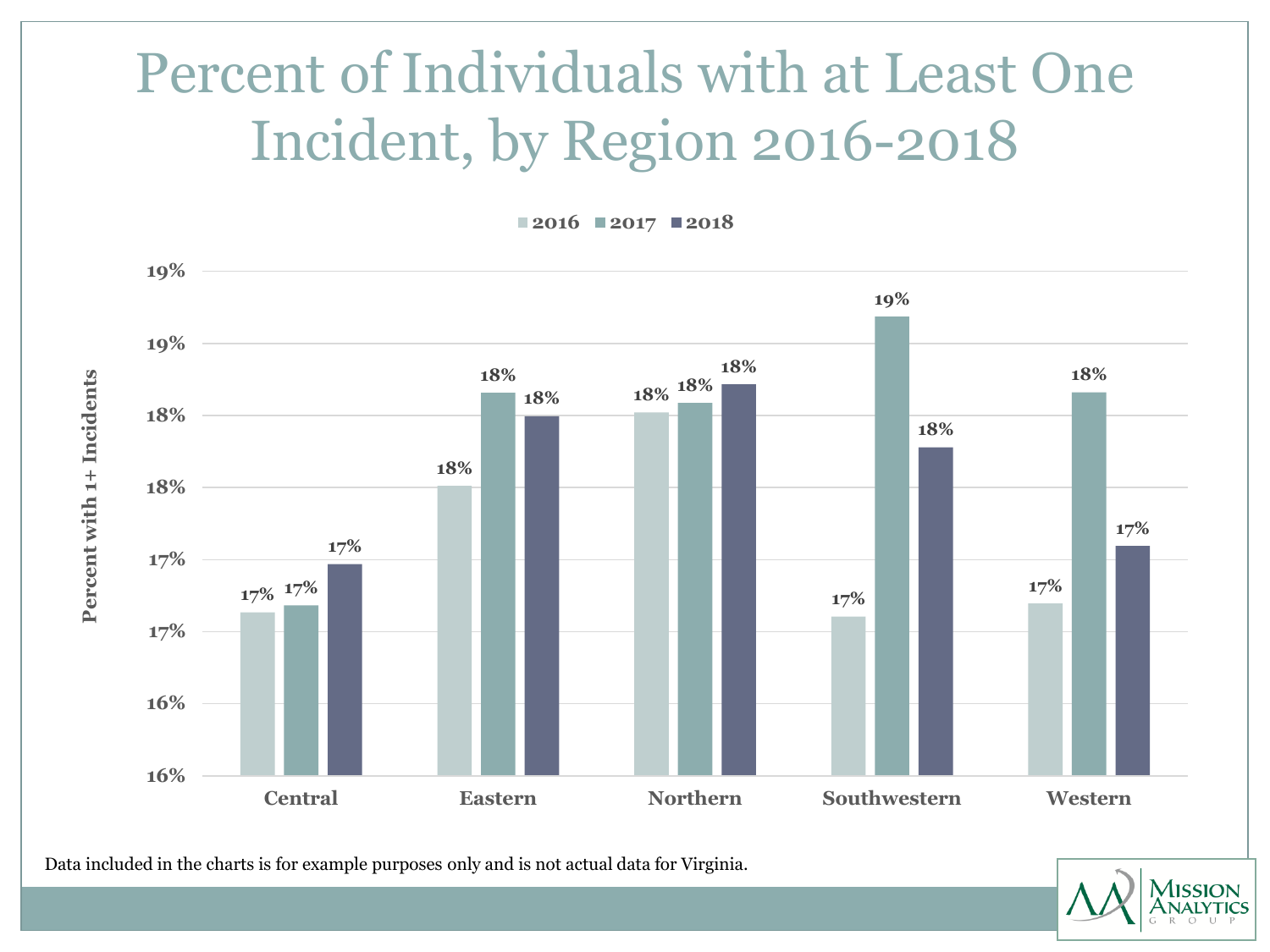# Percent of Individuals with at Least One Incident, by Region 2016-2018

| Region | 2016 | 2017 | 2018 |
|---|---|---|---|
| Central | 17% | 17% | 17% |
| Eastern | 18% | 18% | 18% |
| Northern | 18% | 18% | 18% |
| Southwestern | 17% | 19% | 18% |
| Western | 17% | 18% | 17% |

Percent with 1+ Incidents

Data included in the charts is for example purposes only and is not actual data for Virginia.

Mission Analytics Group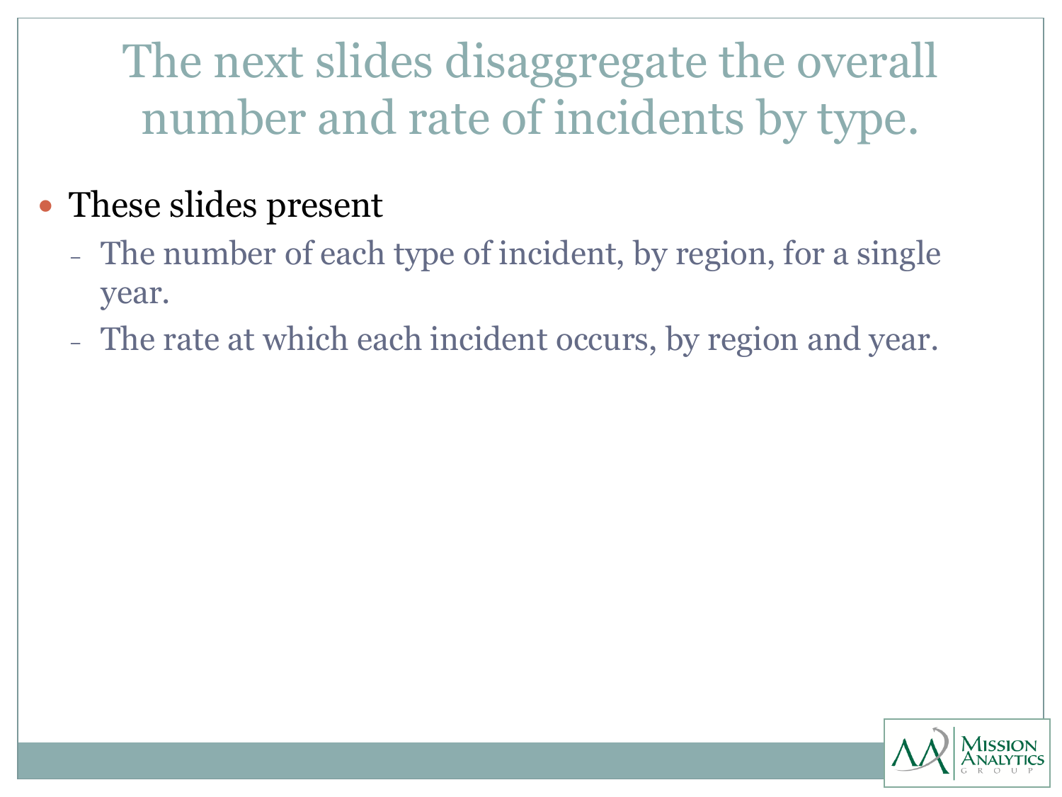# The next slides disaggregate the overall number and rate of incidents by type.

- These slides present
  - The number of each type of incident, by region, for a single year.
  - The rate at which each incident occurs, by region and year.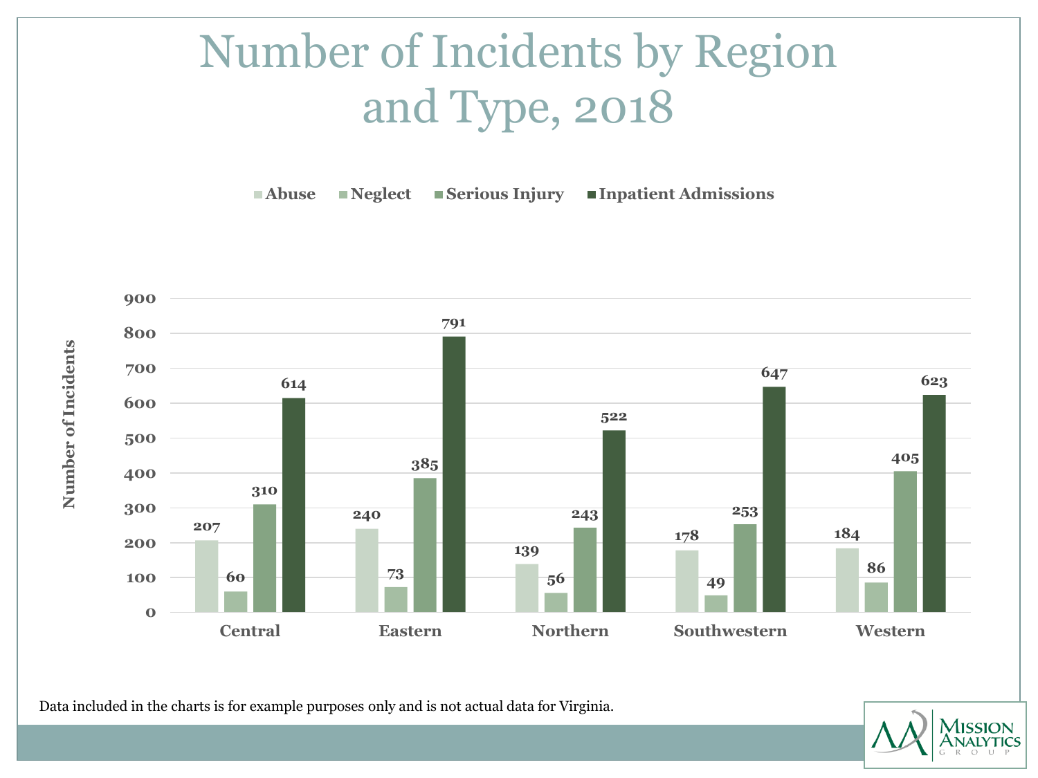# Number of Incidents by Region and Type, 2018

| Region | Abuse | Neglect | Serious Injury | Inpatient Admissions |
| --- | --- | --- | --- | --- |
| Central | 207 | 60 | 310 | 614 |
| Eastern | 240 | 73 | 385 | 791 |
| Northern | 139 | 56 | 243 | 522 |
| Southwestern | 178 | 49 | 253 | 647 |
| Western | 184 | 86 | 405 | 623 |

Data included in the charts is for example purposes only and is not actual data for Virginia.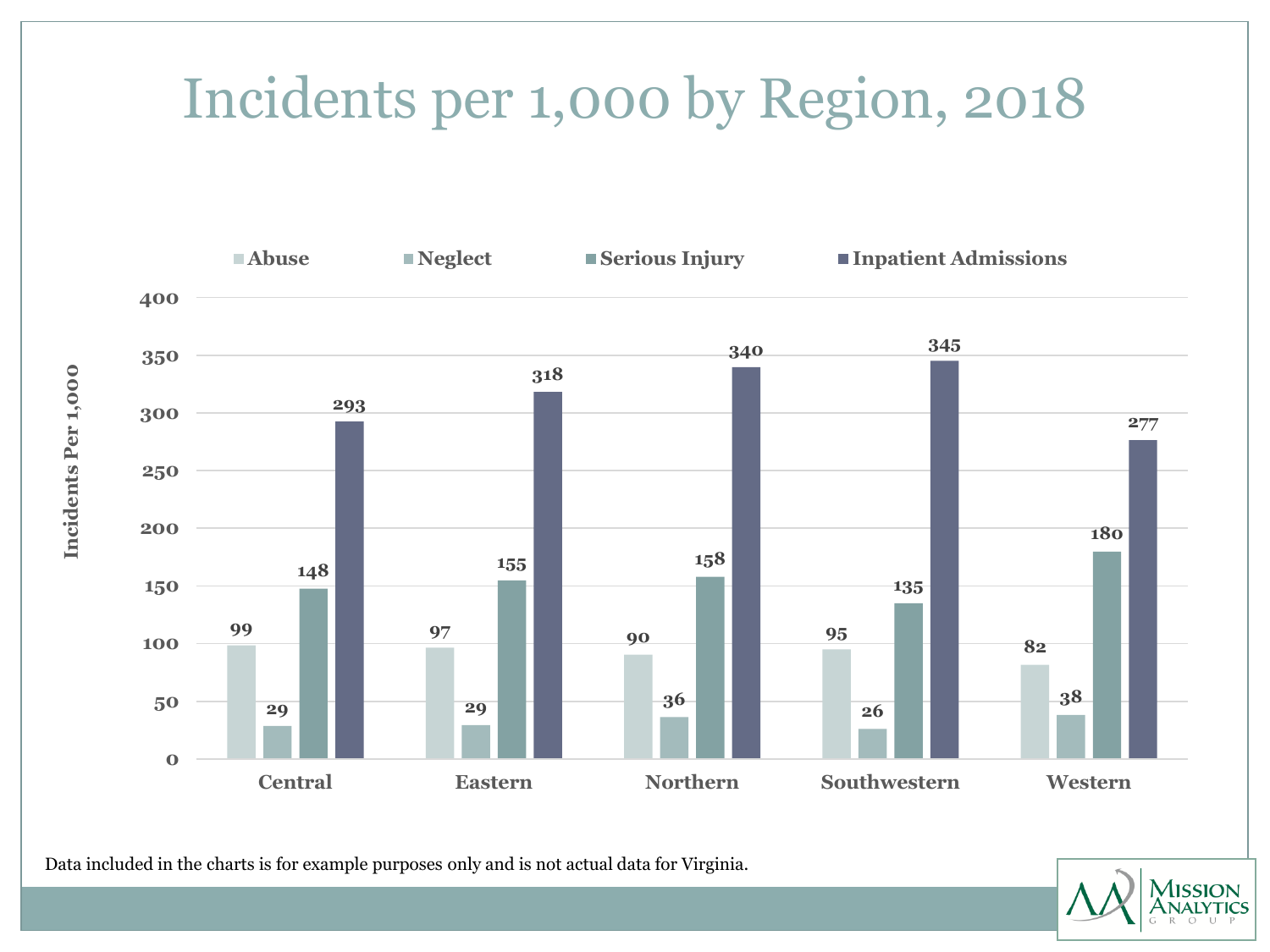# Incidents per 1,000 by Region, 2018

| Region | Abuse | Neglect | Serious Injury | Inpatient Admissions |
|---|---|---|---|---|
| Central | 99 | 29 | 148 | 293 |
| Eastern | 97 | 29 | 155 | 318 |
| Northern | 90 | 36 | 158 | 340 |
| Southwestern | 95 | 26 | 135 | 345 |
| Western | 82 | 38 | 180 | 277 |

Incidents Per 1,000

Data included in the charts is for example purposes only and is not actual data for Virginia.

Mission Analytics Group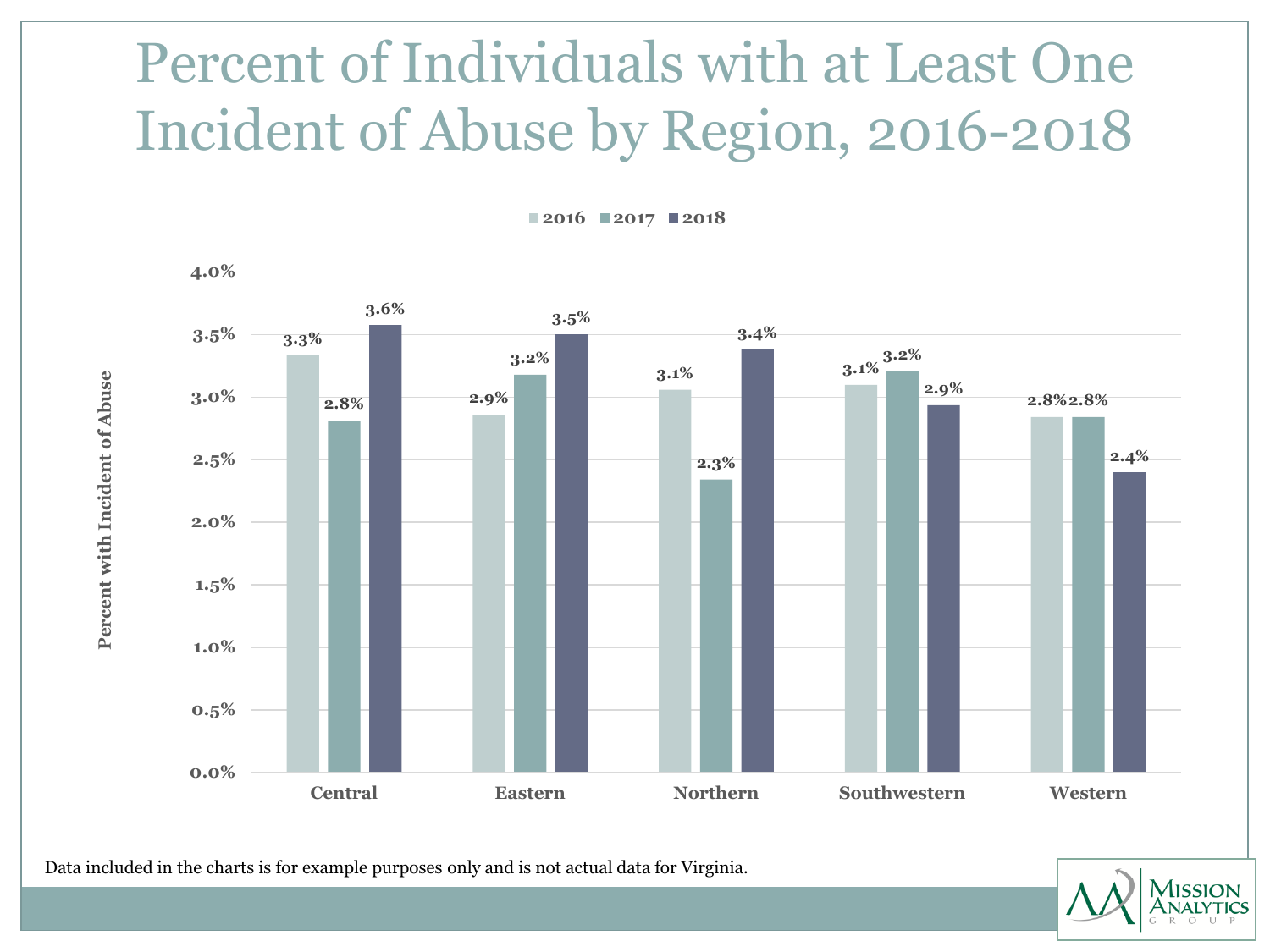# Percent of Individuals with at Least One Incident of Abuse by Region, 2016-2018

| Region | 2016 | 2017 | 2018 |
|---|---|---|---|
| Central | 3.3% | 2.8% | 3.6% |
| Eastern | 2.9% | 3.2% | 3.5% |
| Northern | 3.1% | 2.3% | 3.4% |
| Southwestern | 3.1% | 3.2% | 2.9% |
| Western | 2.8% | 2.8% | 2.4% |

Data included in the charts is for example purposes only and is not actual data for Virginia.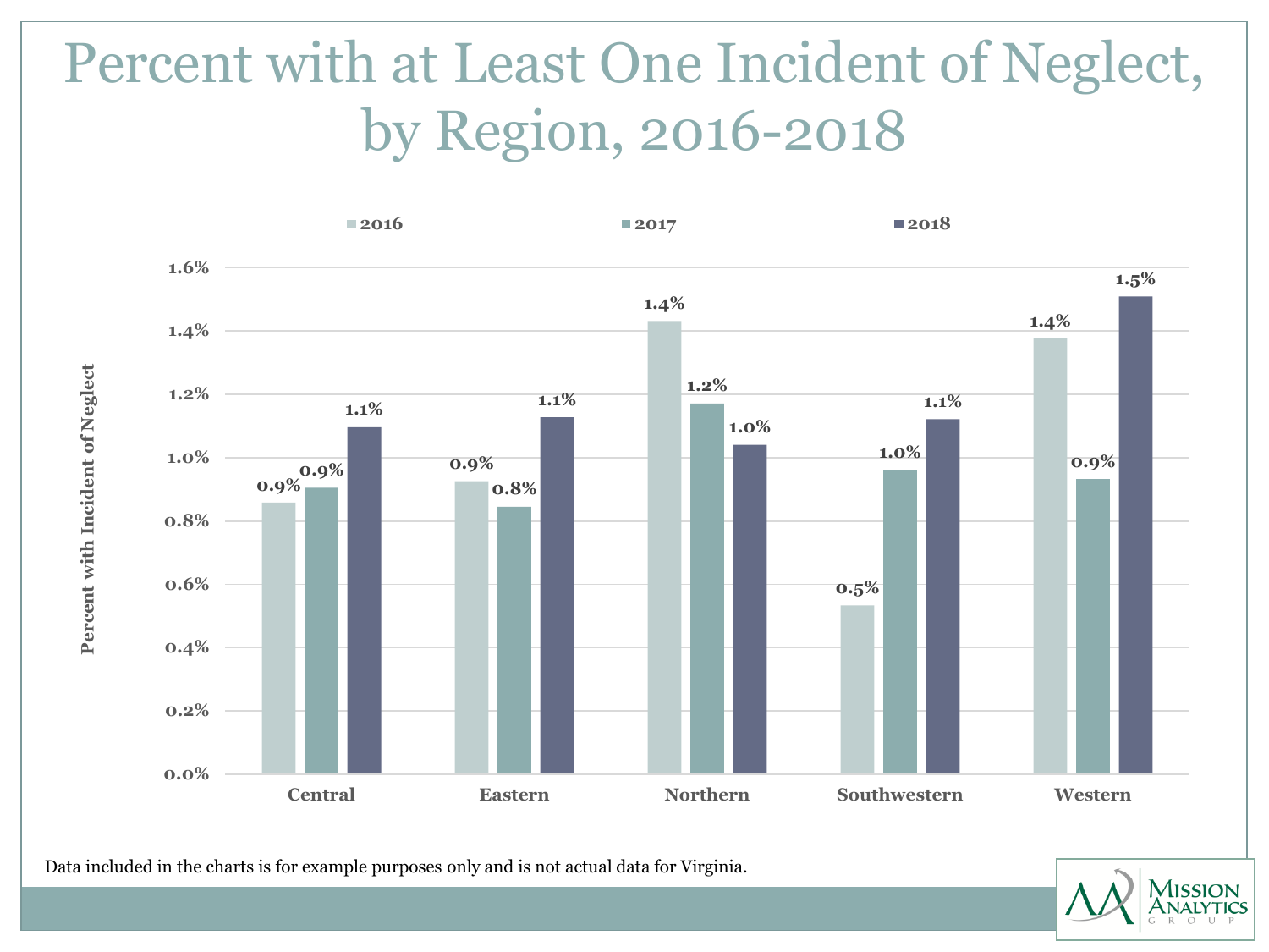# Percent with at Least One Incident of Neglect, by Region, 2016-2018

| Region | 2016 | 2017 | 2018 |
| --- | --- | --- | --- |
| Central | 0.9% | 0.9% | 1.1% |
| Eastern | 0.9% | 0.8% | 1.1% |
| Northern | 1.4% | 1.2% | 1.0% |
| Southwestern | 0.5% | 1.0% | 1.1% |
| Western | 1.4% | 0.9% | 1.5% |

Data included in the charts is for example purposes only and is not actual data for Virginia.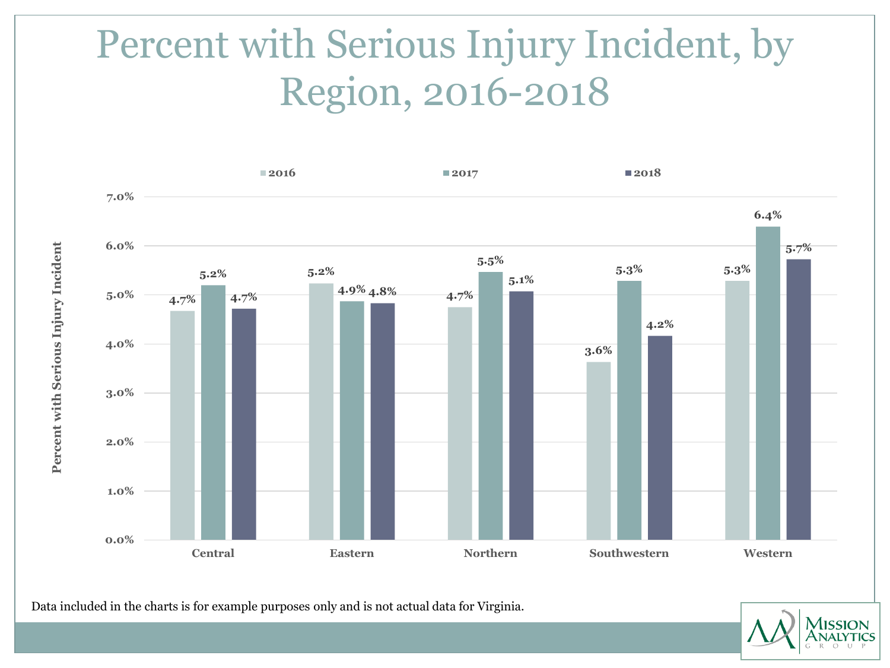# Percent with Serious Injury Incident, by Region, 2016-2018

| Region | 2016 | 2017 | 2018 |
| --- | --- | --- | --- |
| Central | 4.7% | 5.2% | 4.7% |
| Eastern | 5.2% | 4.9% | 4.8% |
| Northern | 4.7% | 5.5% | 5.1% |
| Southwestern | 3.6% | 5.3% | 4.2% |
| Western | 5.3% | 6.4% | 5.7% |

Data included in the charts is for example purposes only and is not actual data for Virginia.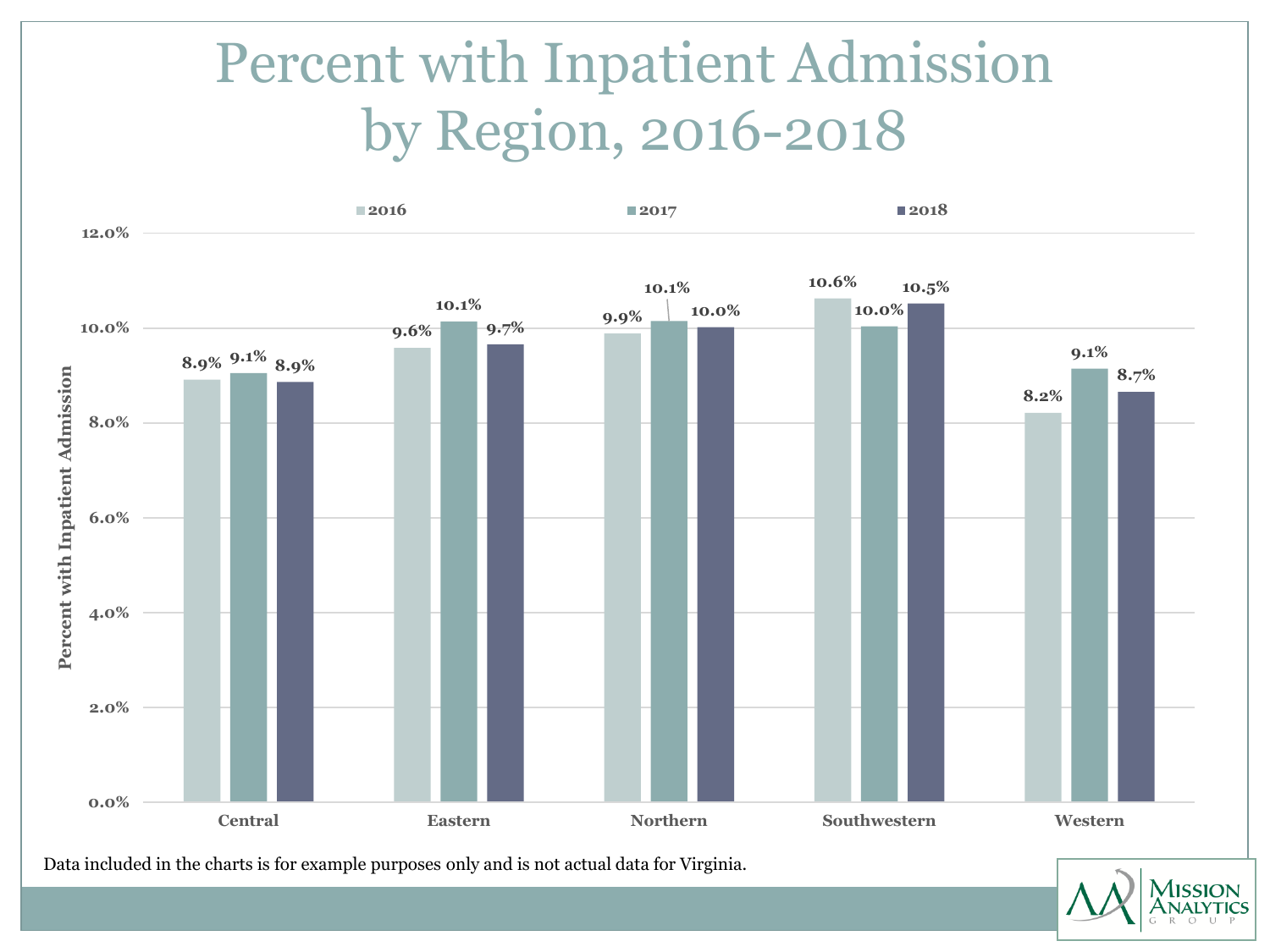# Percent with Inpatient Admission by Region, 2016-2018

| Region | 2016 | 2017 | 2018 |
|---|---|---|---|
| Central | 8.9% | 9.1% | 8.9% |
| Eastern | 9.6% | 10.1% | 9.7% |
| Northern | 9.9% | 10.1% | 10.0% |
| Southwestern | 10.6% | 10.0% | 10.5% |
| Western | 8.2% | 9.1% | 8.7% |

Data included in the charts is for example purposes only and is not actual data for Virginia.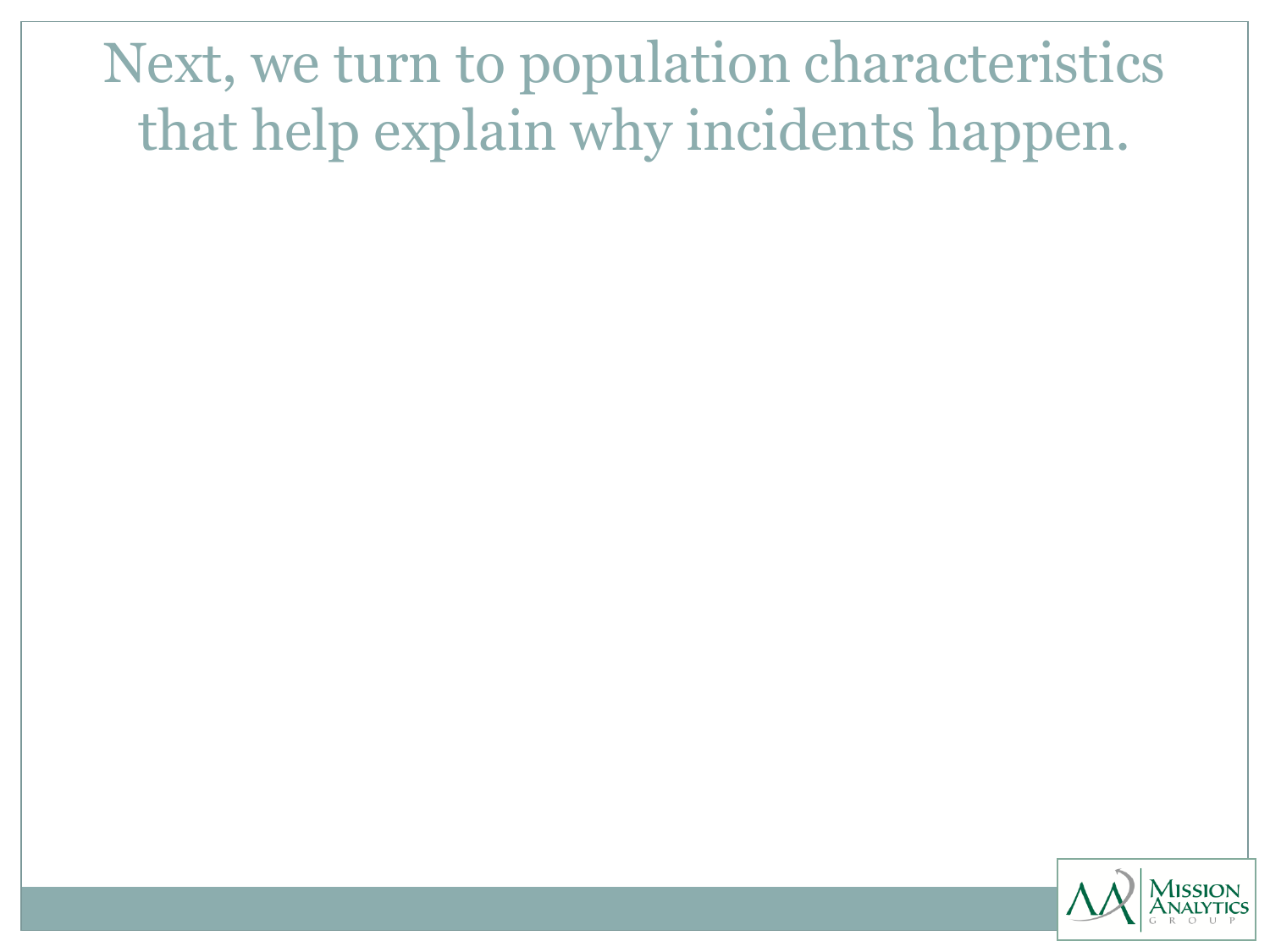# Next, we turn to population characteristics that help explain why incidents happen.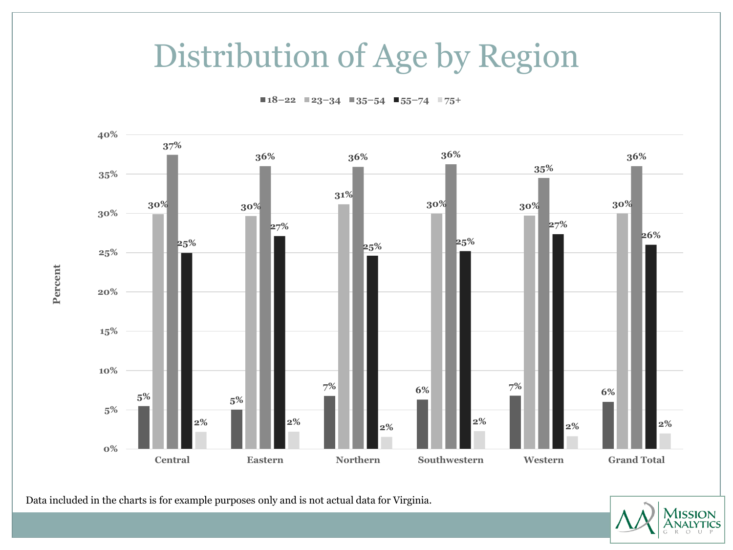# Distribution of Age by Region

| Region | 18–22 | 23–34 | 35–54 | 55–74 | 75+ |
|---|---|---|---|---|---|
| Central | 5% | 30% | 37% | 25% | 2% |
| Eastern | 5% | 30% | 36% | 27% | 2% |
| Northern | 7% | 31% | 36% | 25% | 2% |
| Southwestern | 6% | 30% | 36% | 25% | 2% |
| Western | 7% | 30% | 35% | 27% | 2% |
| Grand Total | 6% | 30% | 36% | 26% | 2% |

Data included in the charts is for example purposes only and is not actual data for Virginia.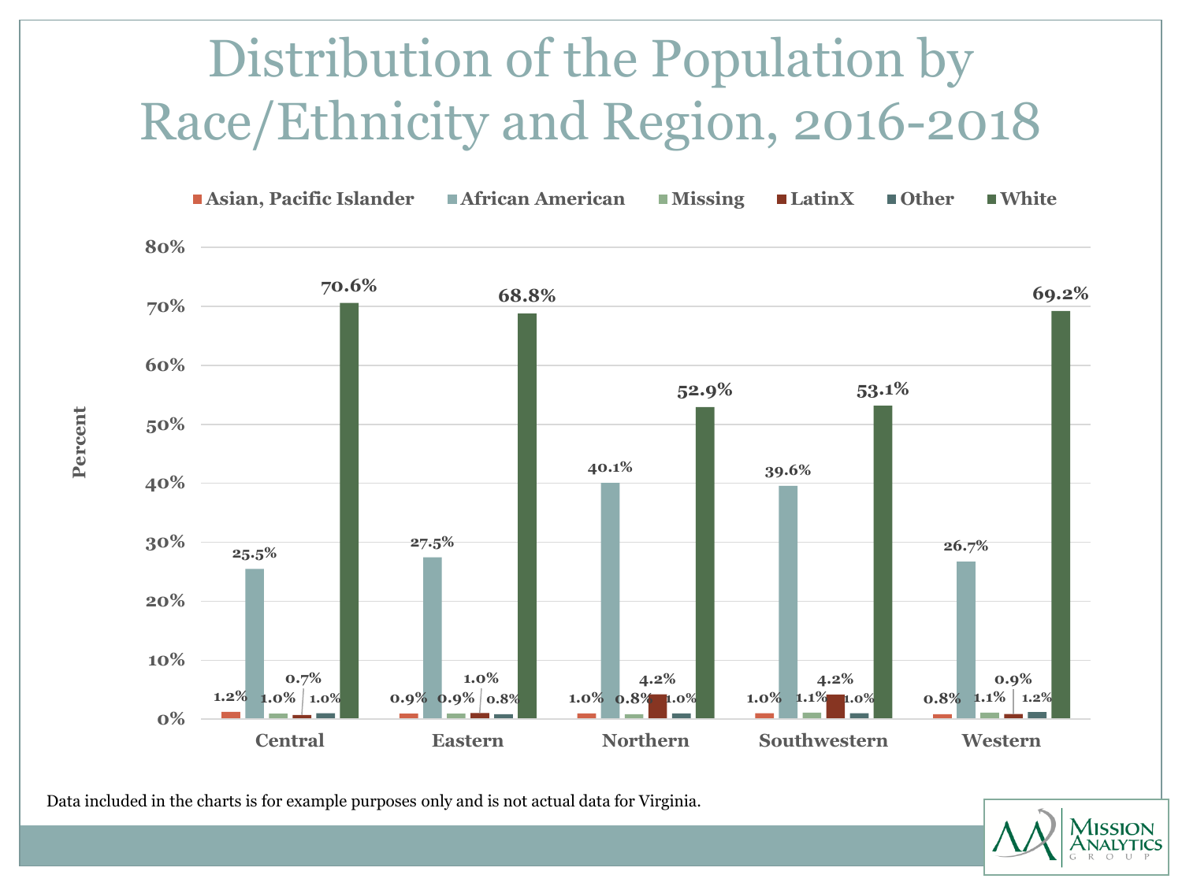# Distribution of the Population by Race/Ethnicity and Region, 2016-2018

| Region | Asian, Pacific Islander | African American | Missing | LatinX | Other | White |
|---|---|---|---|---|---|---|
| Central | 1.2% | 25.5% | 1.0% | 0.7% | 1.0% | 70.6% |
| Eastern | 0.9% | 27.5% | 0.9% | 1.0% | 0.8% | 68.8% |
| Northern | 1.0% | 40.1% | 0.8% | 4.2% | 1.0% | 52.9% |
| Southwestern | 1.0% | 39.6% | 1.1% | 4.2% | 1.0% | 53.1% |
| Western | 0.8% | 26.7% | 1.1% | 0.9% | 1.2% | 69.2% |

Data included in the charts is for example purposes only and is not actual data for Virginia.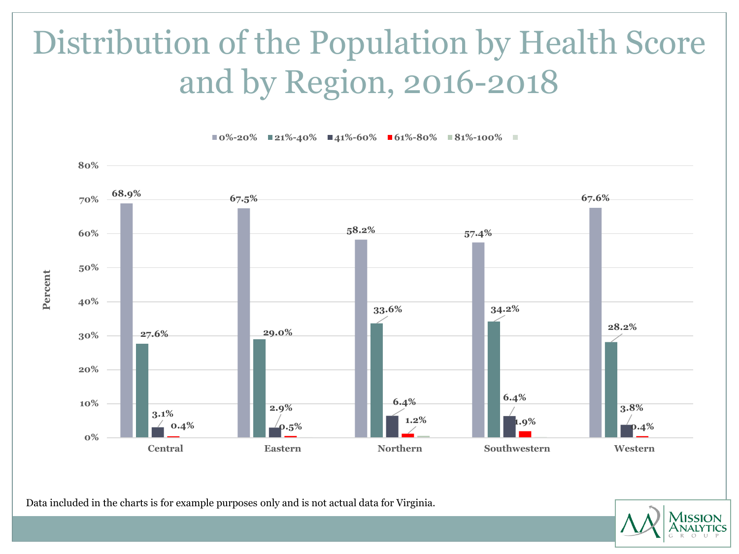# Distribution of the Population by Health Score and by Region, 2016-2018

| Region | 0%-20% | 21%-40% | 41%-60% | 61%-80% | 81%-100% |
|---|---|---|---|---|---|
| Central | 68.9% | 27.6% | 3.1% | 0.4% | |
| Eastern | 67.5% | 29.0% | 2.9% | 0.5% | |
| Northern | 58.2% | 33.6% | 6.4% | 1.2% | |
| Southwestern | 57.4% | 34.2% | 6.4% | 1.9% | |
| Western | 67.6% | 28.2% | 3.8% | 0.4% | |

Data included in the charts is for example purposes only and is not actual data for Virginia.

Mission Analytics Group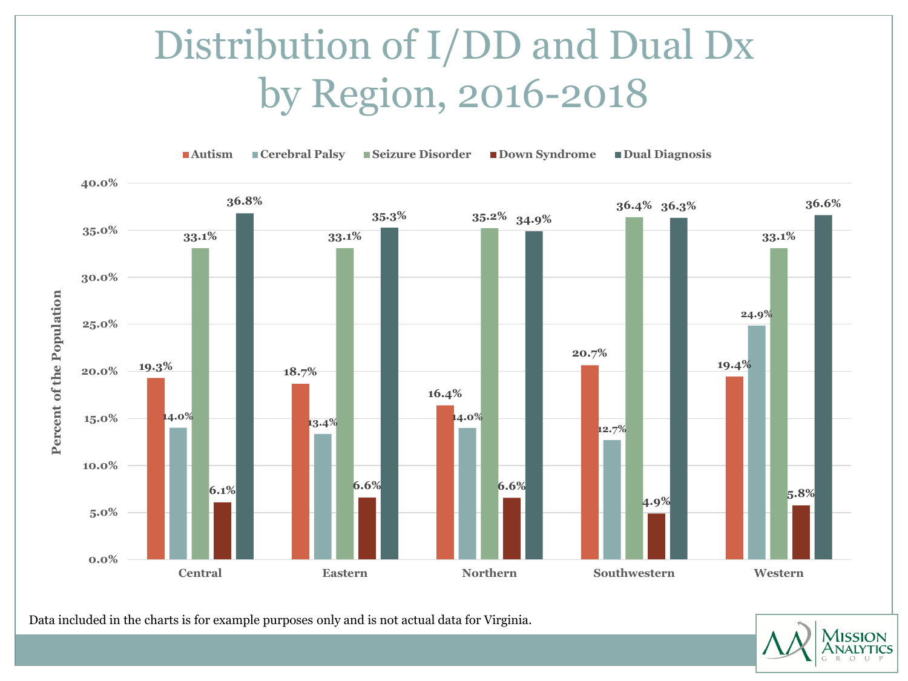# Distribution of I/DD and Dual Dx by Region, 2016-2018

| Region | Autism | Cerebral Palsy | Seizure Disorder | Down Syndrome | Dual Diagnosis |
|---|---|---|---|---|---|
| Central | 19.3% | 14.0% | 33.1% | 6.1% | 36.8% |
| Eastern | 18.7% | 13.4% | 33.1% | 6.6% | 35.3% |
| Northern | 16.4% | 14.0% | 35.2% | 6.6% | 34.9% |
| Southwestern | 20.7% | 12.7% | 36.4% | 4.9% | 36.3% |
| Western | 19.4% | 24.9% | 33.1% | 5.8% | 36.6% |

Percent of the Population

Data included in the charts is for example purposes only and is not actual data for Virginia.

Mission Analytics Group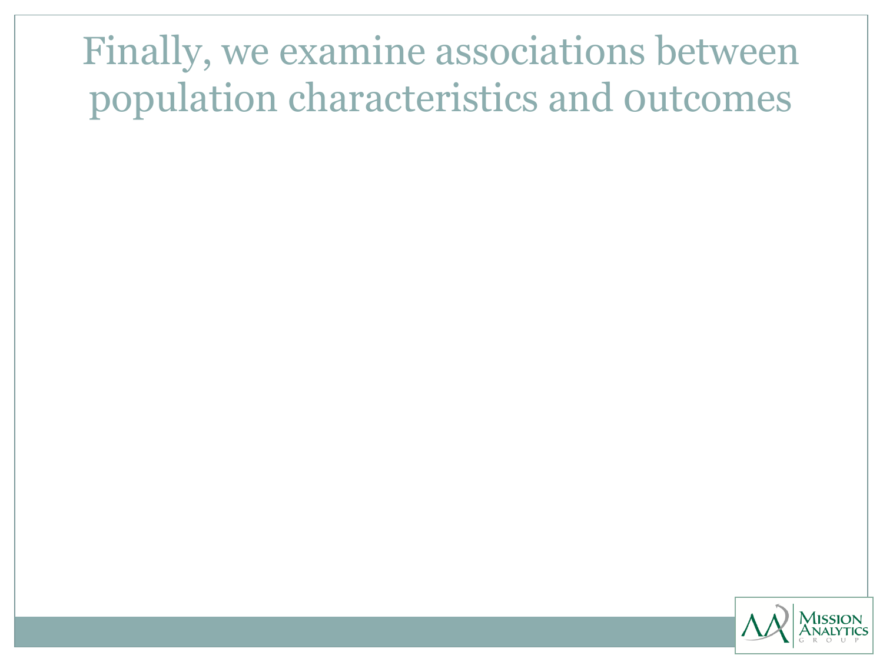# Finally, we examine associations between population characteristics and 0utcomes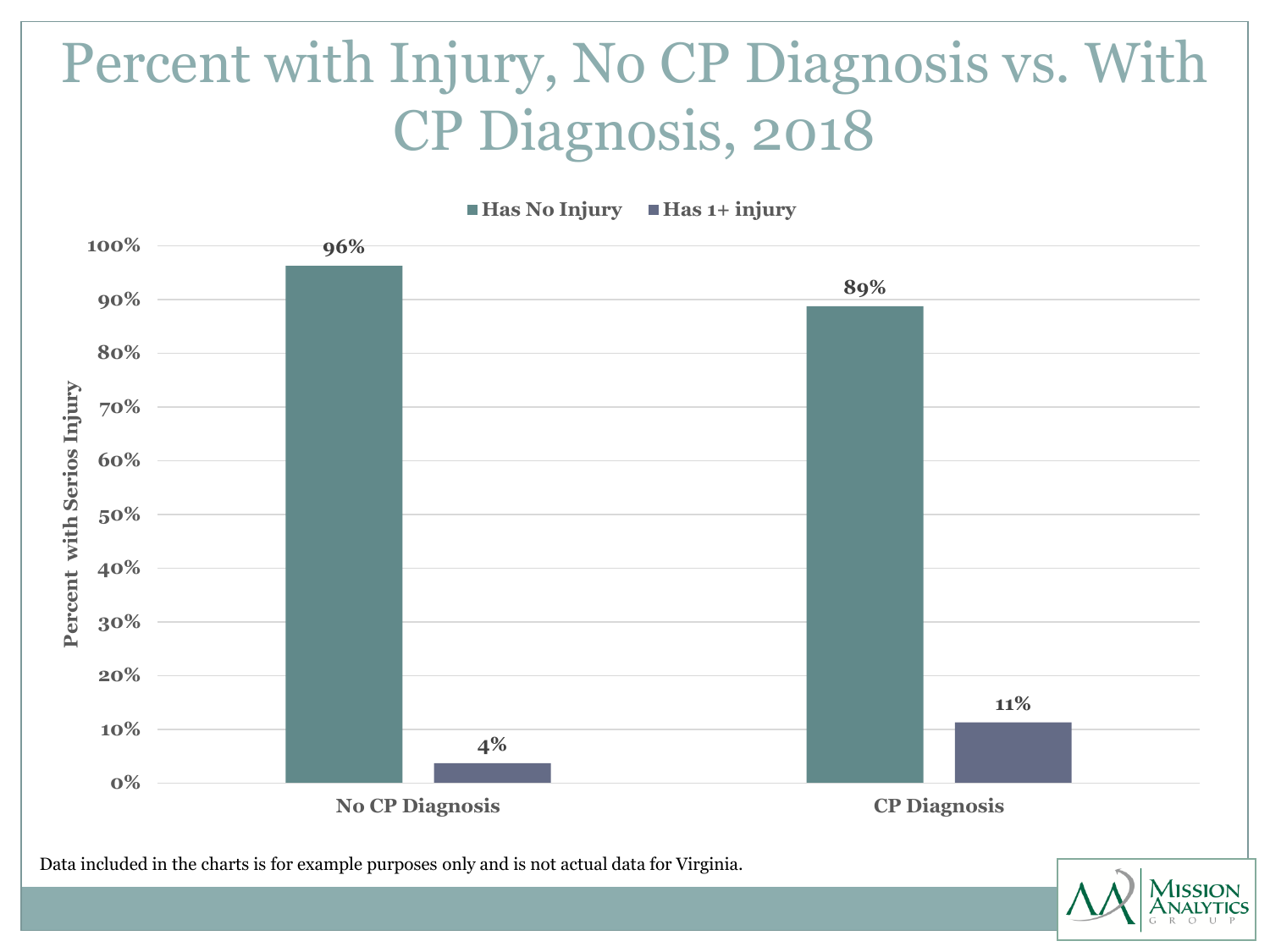# Percent with Injury, No CP Diagnosis vs. With CP Diagnosis, 2018

| | Has No Injury | Has 1+ injury |
|---|---|---|
| No CP Diagnosis | 96% | 4% |
| CP Diagnosis | 89% | 11% |

Percent with Serios Injury

Data included in the charts is for example purposes only and is not actual data for Virginia.

Mission Analytics Group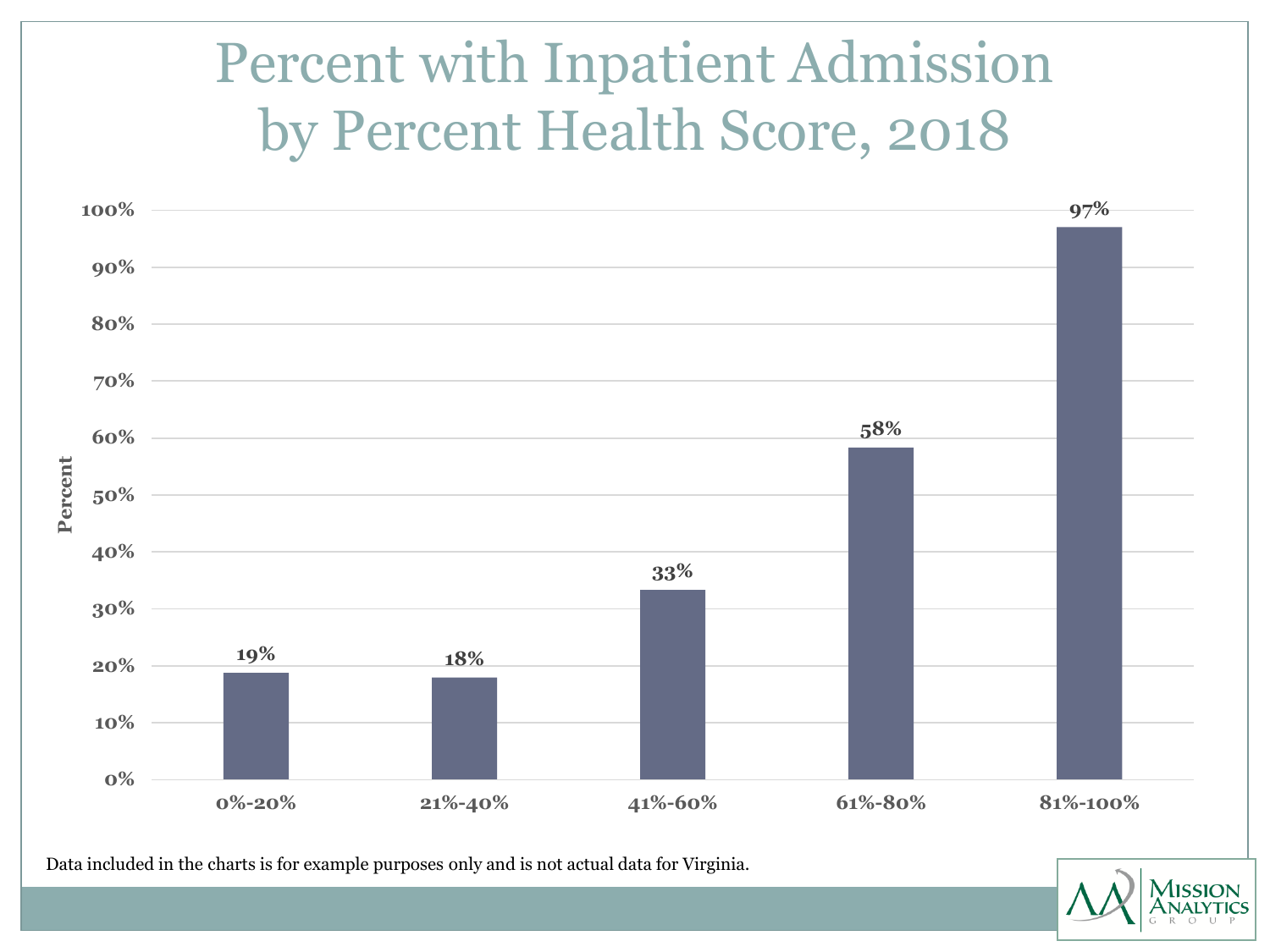# Percent with Inpatient Admission by Percent Health Score, 2018

| Percent Health Score | Percent |
|---|---|
| 0%-20% | 19% |
| 21%-40% | 18% |
| 41%-60% | 33% |
| 61%-80% | 58% |
| 81%-100% | 97% |

Data included in the charts is for example purposes only and is not actual data for Virginia.

Mission Analytics Group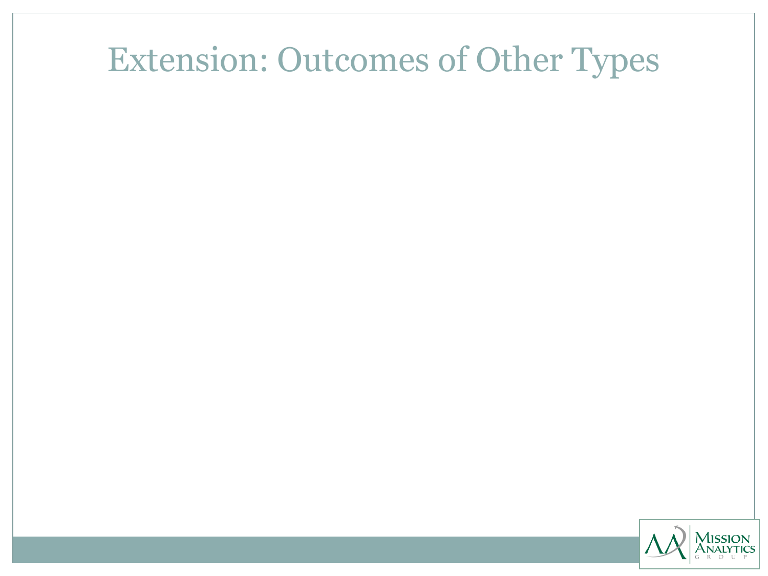# Extension: Outcomes of Other Types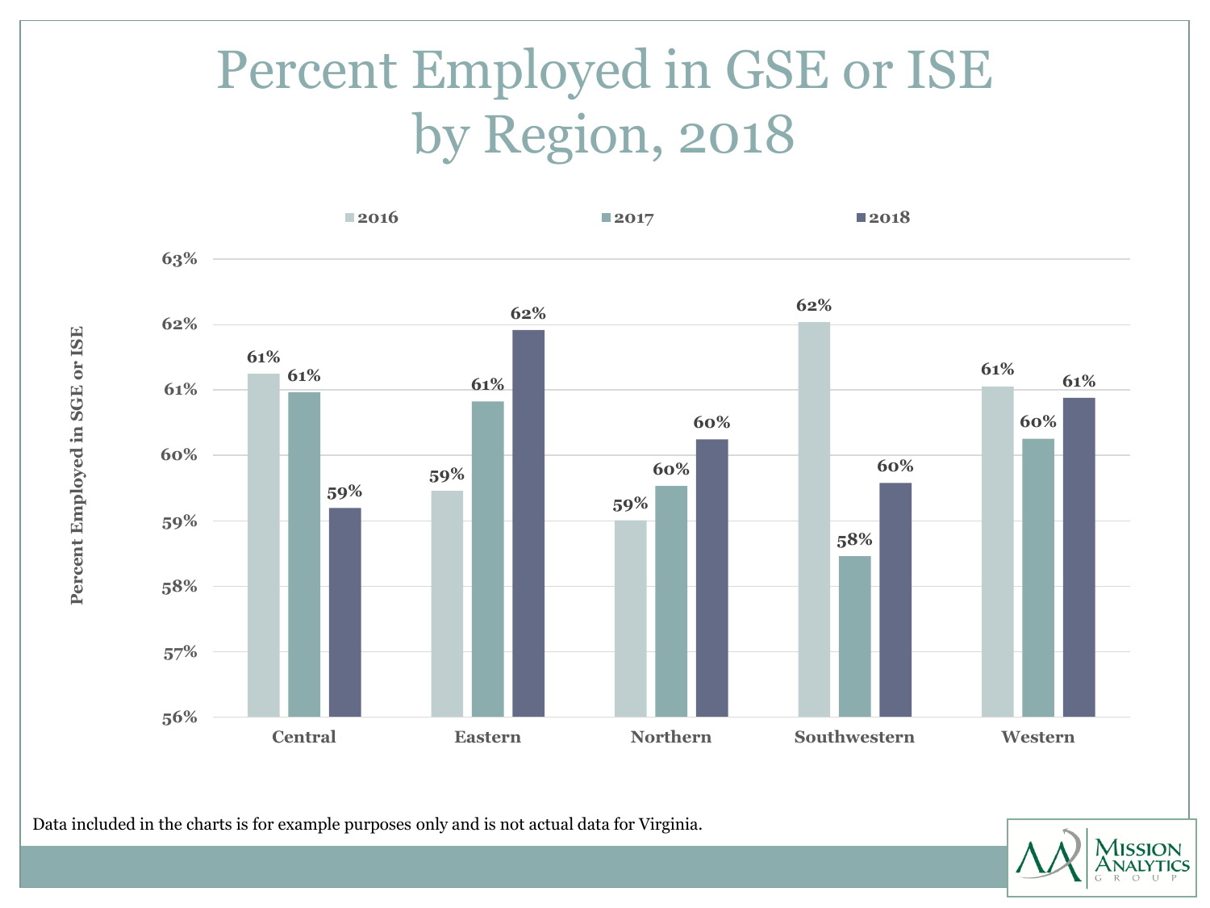# Percent Employed in GSE or ISE by Region, 2018

| Region | 2016 | 2017 | 2018 |
|---|---|---|---|
| Central | 61% | 61% | 59% |
| Eastern | 59% | 61% | 62% |
| Northern | 59% | 60% | 60% |
| Southwestern | 62% | 58% | 60% |
| Western | 61% | 60% | 61% |

Percent Employed in SGE or ISE

Data included in the charts is for example purposes only and is not actual data for Virginia.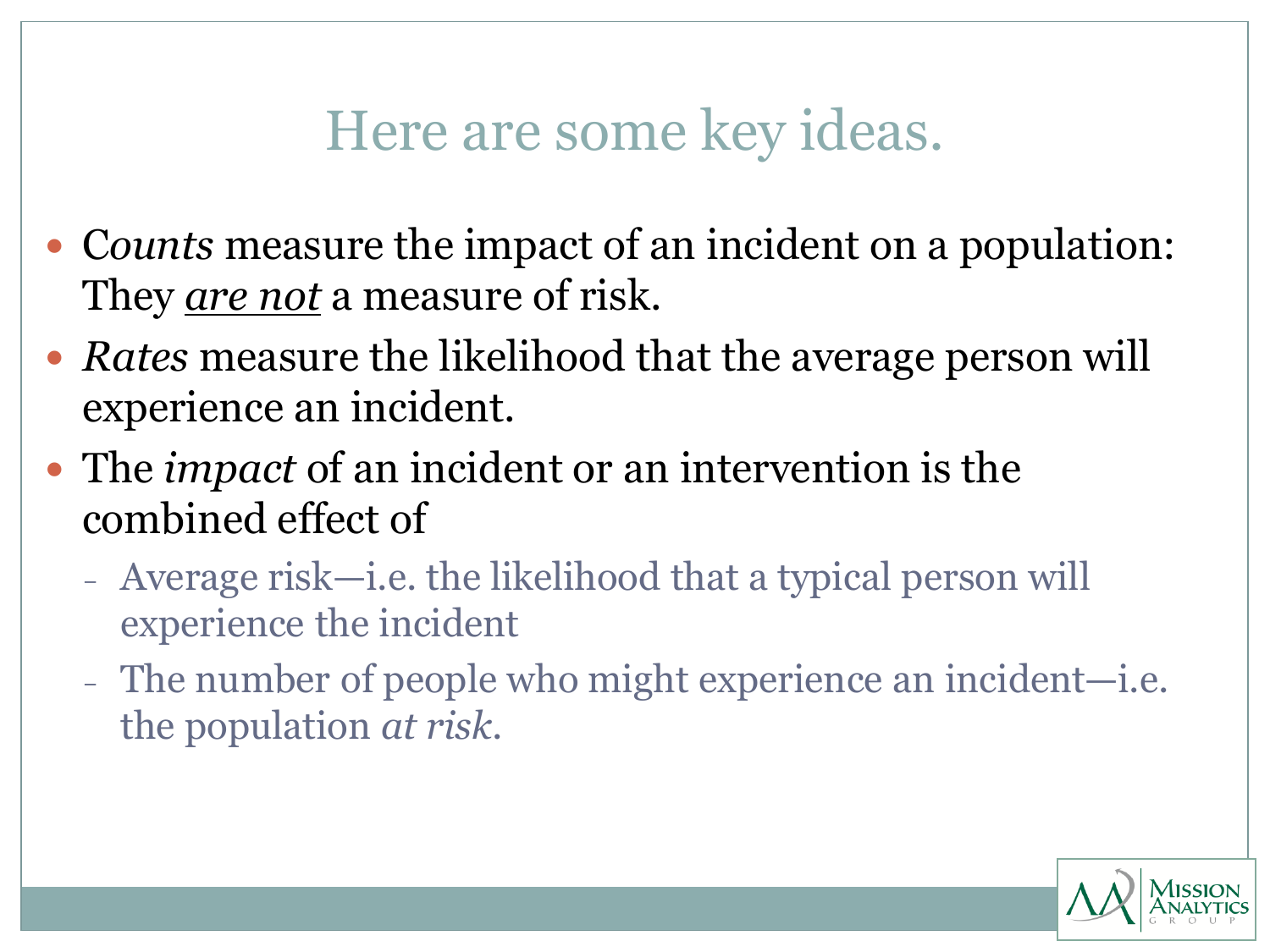# Here are some key ideas.

- C*ounts* measure the impact of an incident on a population: They ***are not*** a measure of risk.
- *Rates* measure the likelihood that the average person will experience an incident.
- The *impact* of an incident or an intervention is the combined effect of
  - Average risk—i.e. the likelihood that a typical person will experience the incident
  - The number of people who might experience an incident—i.e. the population *at risk*.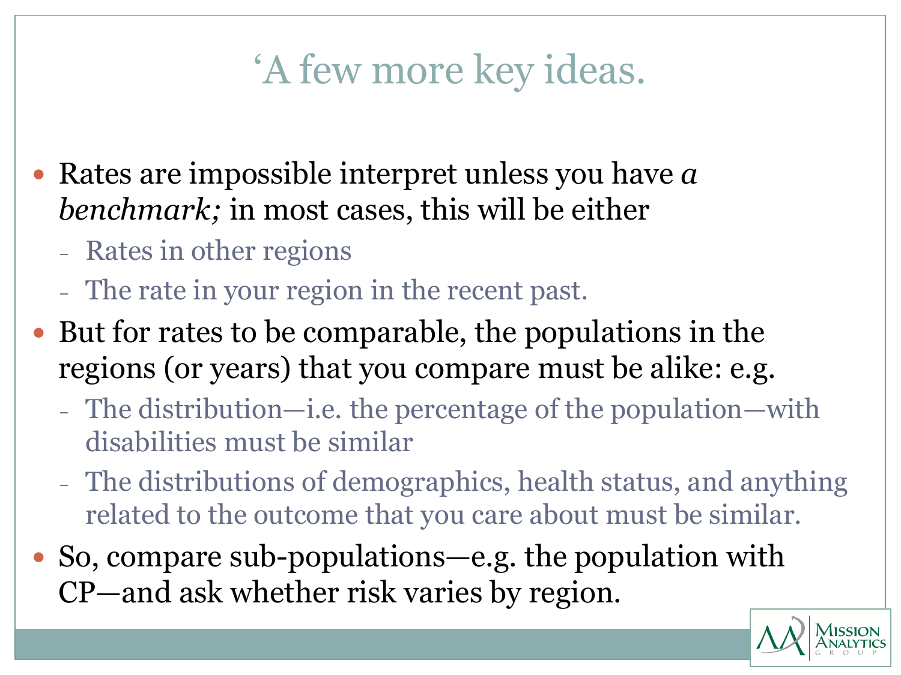# ‘A few more key ideas.

- Rates are impossible interpret unless you have *a benchmark;* in most cases, this will be either
  - Rates in other regions
  - The rate in your region in the recent past.
- But for rates to be comparable, the populations in the regions (or years) that you compare must be alike: e.g.
  - The distribution—i.e. the percentage of the population—with disabilities must be similar
  - The distributions of demographics, health status, and anything related to the outcome that you care about must be similar.
- So, compare sub-populations—e.g. the population with CP—and ask whether risk varies by region.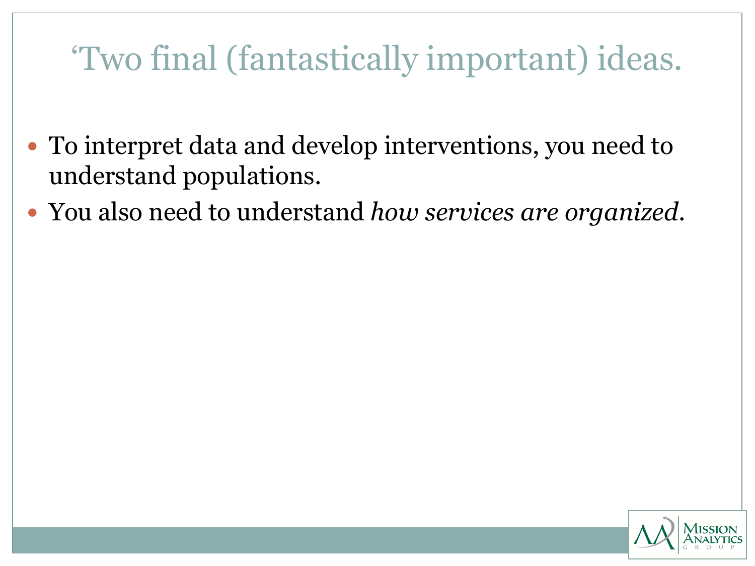# ‘Two final (fantastically important) ideas.

- To interpret data and develop interventions, you need to understand populations.
- You also need to understand *how services are organized*.